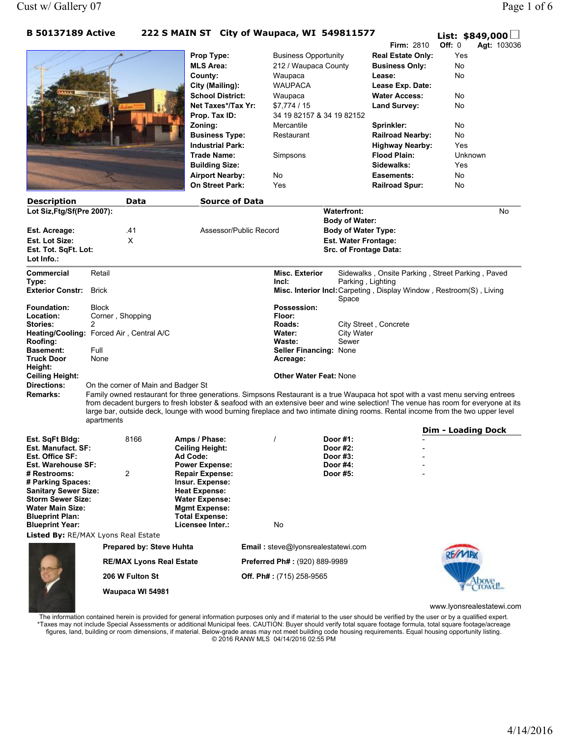**B 50137189 Active** **222 S MAIN ST City of Waupaca, WI 549811577** **List: $849,000**

**Firm:** 2810 **Off:** 0 **Agt:** 103036

| | | | |
|---|---|---|---|
| **Prop Type:** | Business Opportunity | **Real Estate Only:** | Yes |
| **MLS Area:** | 212 / Waupaca County | **Business Only:** | No |
| **County:** | Waupaca | **Lease:** | No |
| **City (Mailing):** | WAUPACA | **Lease Exp. Date:** | |
| **School District:** | Waupaca | **Water Access:** | No |
| **Net Taxes*/Tax Yr:** | $7,774 / 15 | **Land Survey:** | No |
| **Prop. Tax ID:** | 34 19 82157 & 34 19 82152 | | |
| **Zoning:** | Mercantile | **Sprinkler:** | No |
| **Business Type:** | Restaurant | **Railroad Nearby:** | No |
| **Industrial Park:** | | **Highway Nearby:** | Yes |
| **Trade Name:** | Simpsons | **Flood Plain:** | Unknown |
| **Building Size:** | | **Sidewalks:** | Yes |
| **Airport Nearby:** | No | **Easements:** | No |
| **On Street Park:** | Yes | **Railroad Spur:** | No |

| **Description** | **Data** | **Source of Data** | | |
|---|---|---|---|---|
| **Lot Siz,Ftg/Sf(Pre 2007):** | | | **Waterfront:** | No |
| | | | **Body of Water:** | |
| **Est. Acreage:** | .41 | Assessor/Public Record | **Body of Water Type:** | |
| **Est. Lot Size:** | X | | **Est. Water Frontage:** | |
| **Est. Tot. SqFt. Lot:** | | | **Src. of Frontage Data:** | |
| **Lot Info.:** | | | | |

| | | | |
|---|---|---|---|
| **Commercial Type:** | Retail | **Misc. Exterior Incl:** | Sidewalks , Onsite Parking , Street Parking , Paved Parking , Lighting |
| **Exterior Constr:** | Brick | **Misc. Interior Incl:** | Carpeting , Display Window , Restroom(S) , Living Space |
| **Foundation:** | Block | **Possession:** | |
| **Location:** | Corner , Shopping | **Floor:** | |
| **Stories:** | 2 | **Roads:** | City Street , Concrete |
| **Heating/Cooling:** | Forced Air , Central A/C | **Water:** | City Water |
| **Roofing:** | | **Waste:** | Sewer |
| **Basement:** | Full | **Seller Financing:** | None |
| **Truck Door Height:** | None | **Acreage:** | |
| **Ceiling Height:** | | **Other Water Feat:** | None |

**Directions:** On the corner of Main and Badger St

**Remarks:** Family owned restaurant for three generations. Simpsons Restaurant is a true Waupaca hot spot with a vast menu serving entrees from decadent burgers to fresh lobster & seafood with an extensive beer and wine selection! The venue has room for everyone at its large bar, outside deck, lounge with wood burning fireplace and two intimate dining rooms. Rental income from the two upper level apartments

| | | | | | **Dim - Loading Dock** |
|---|---|---|---|---|---|
| **Est. SqFt Bldg:** | 8166 | **Amps / Phase:** | / | **Door #1:** | - |
| **Est. Manufact. SF:** | | **Ceiling Height:** | | **Door #2:** | - |
| **Est. Office SF:** | | **Ad Code:** | | **Door #3:** | - |
| **Est. Warehouse SF:** | | **Power Expense:** | | **Door #4:** | - |
| **# Restrooms:** | 2 | **Repair Expense:** | | **Door #5:** | - |
| **# Parking Spaces:** | | **Insur. Expense:** | | | |
| **Sanitary Sewer Size:** | | **Heat Expense:** | | | |
| **Storm Sewer Size:** | | **Water Expense:** | | | |
| **Water Main Size:** | | **Mgmt Expense:** | | | |
| **Blueprint Plan:** | | **Total Expense:** | | | |
| **Blueprint Year:** | | **Licensee Inter.:** | No | | |

**Listed By:** RE/MAX Lyons Real Estate

**Prepared by: Steve Huhta** — **Email :** steve@lyonsrealestatewi.com

**RE/MAX Lyons Real Estate** — **Preferred Ph# :** (920) 889-9989

**206 W Fulton St** — **Off. Ph# :** (715) 258-9565

**Waupaca WI 54981**

www.lyonsrealestatewi.com

The information contained herein is provided for general information purposes only and if material to the user should be verified by the user or by a qualified expert. *Taxes may not include Special Assessments or additional Municipal fees. CAUTION: Buyer should verify total square footage formula, total square footage/acreage figures, land, building or room dimensions, if material. Below-grade areas may not meet building code housing requirements. Equal housing opportunity listing. © 2016 RANW MLS 04/14/2016 02:55 PM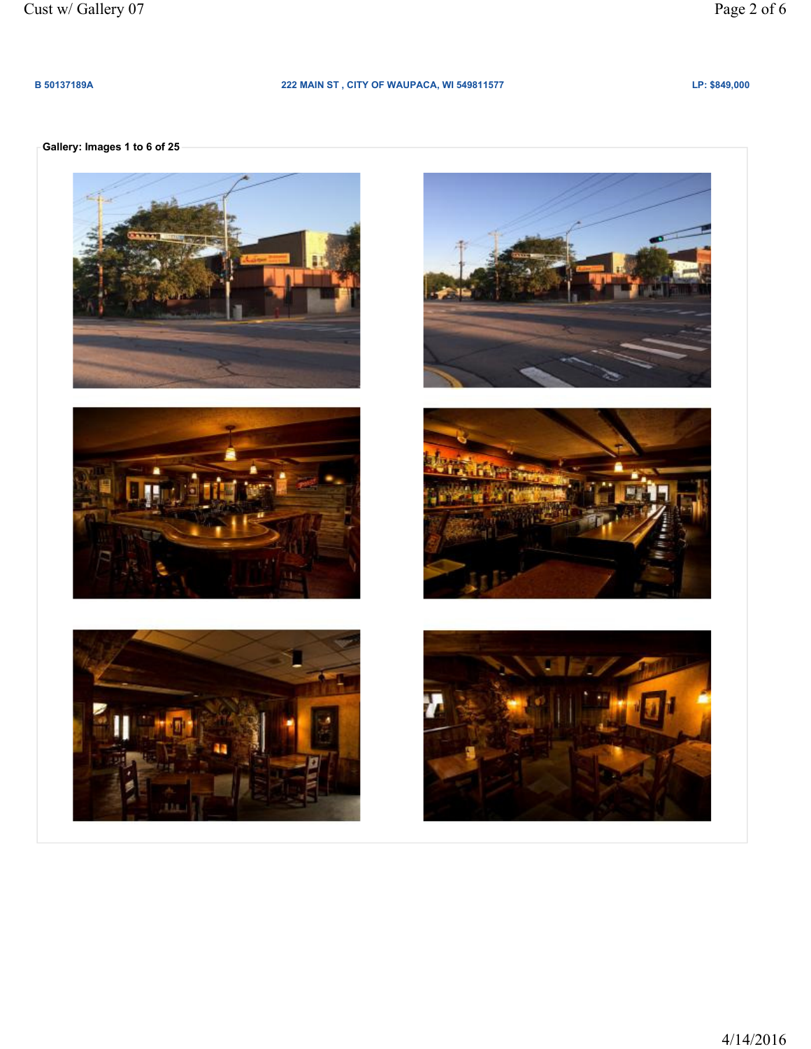**B 50137189A** | **222 MAIN ST , CITY OF WAUPACA, WI 549811577** | **LP: $849,000**

**Gallery: Images 1 to 6 of 25**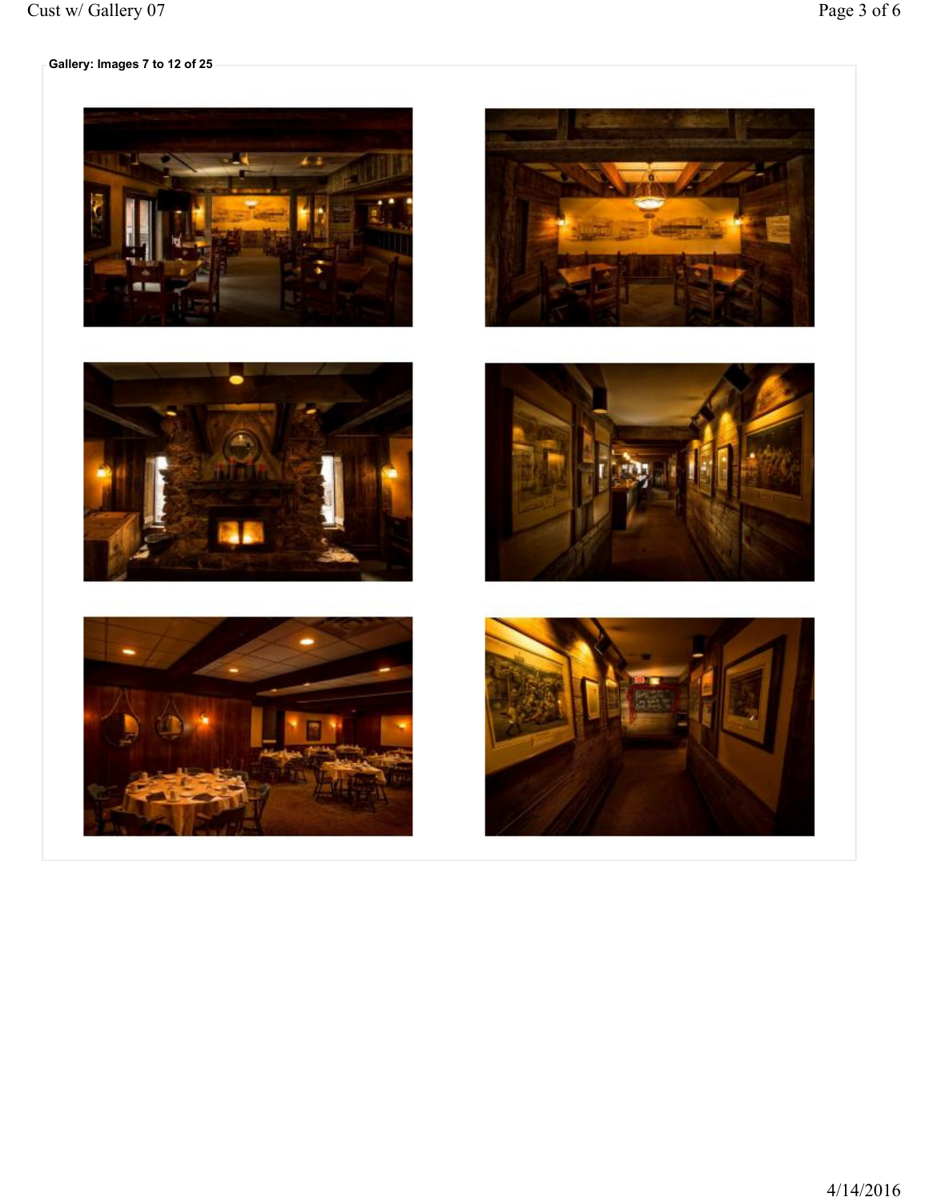**Gallery: Images 7 to 12 of 25**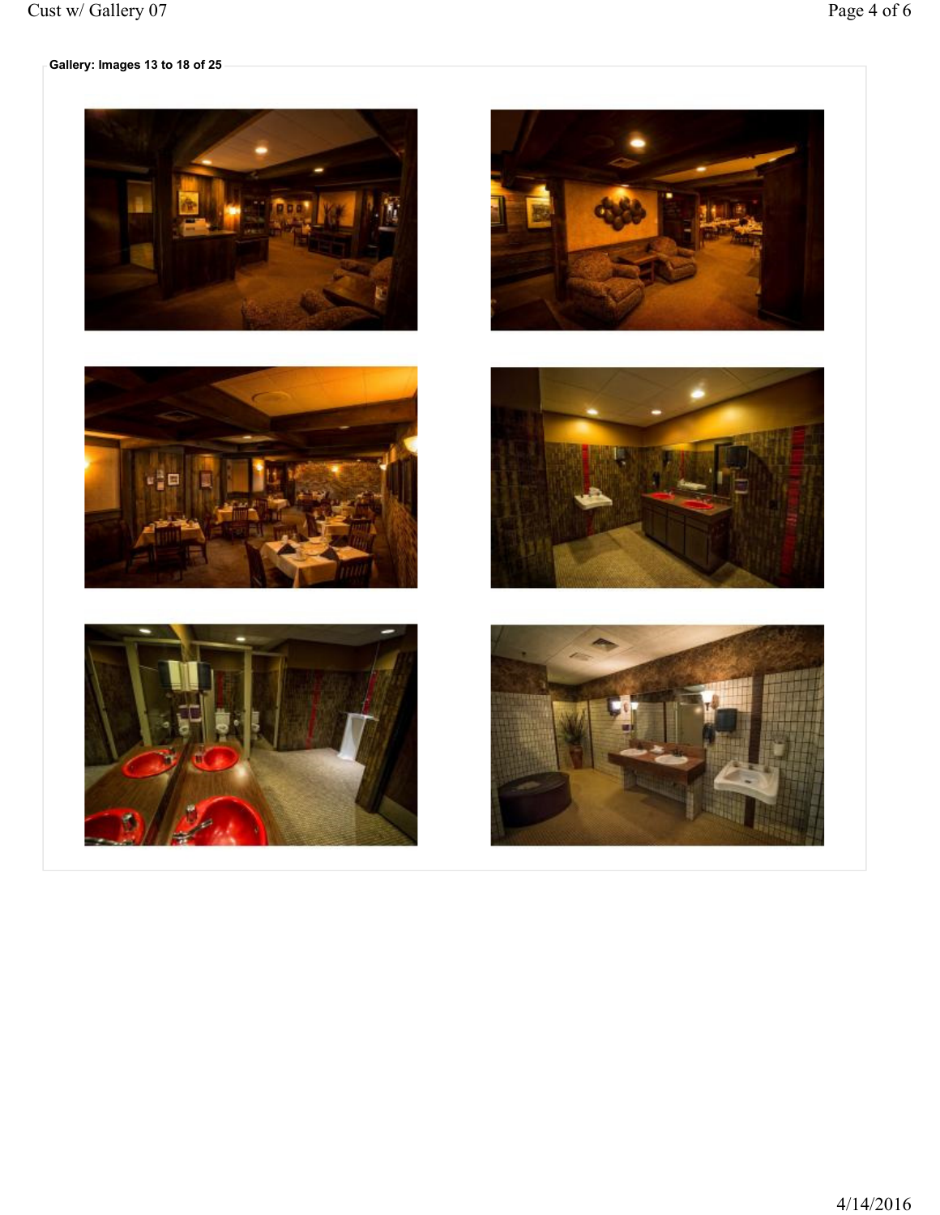Gallery: Images 13 to 18 of 25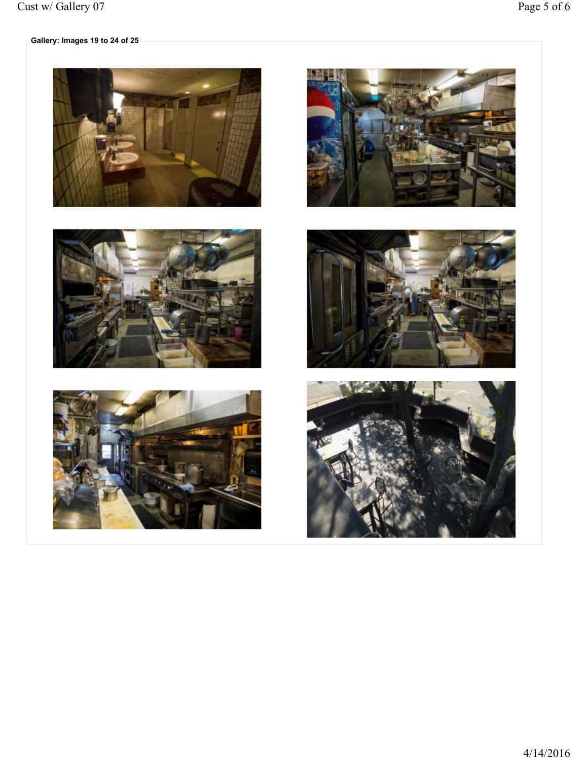Gallery: Images 19 to 24 of 25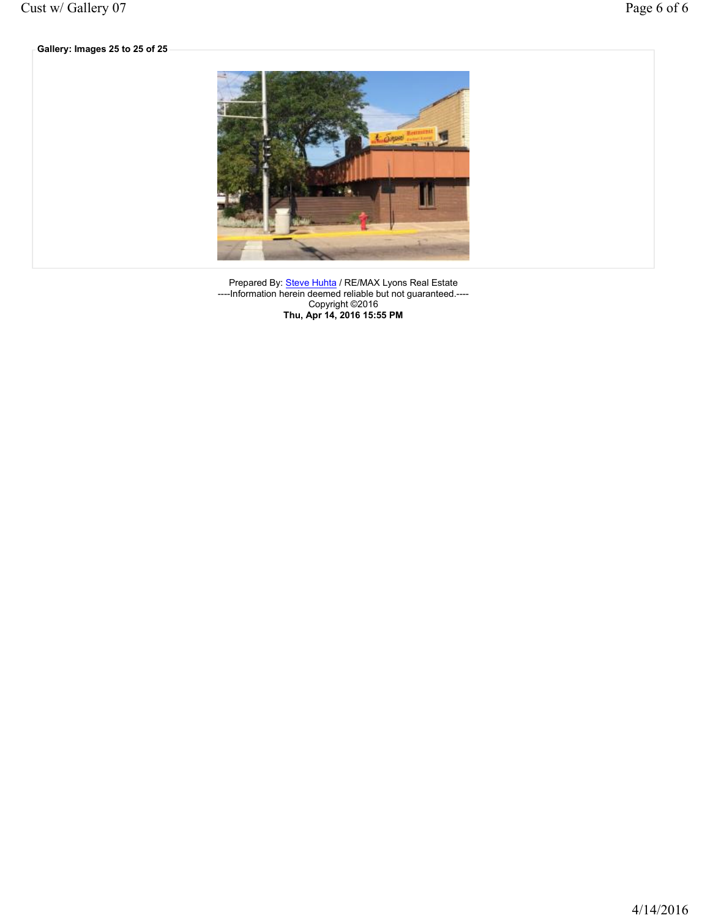**Gallery: Images 25 to 25 of 25**

Prepared By: Steve Huhta / RE/MAX Lyons Real Estate
----Information herein deemed reliable but not guaranteed.----
Copyright ©2016
**Thu, Apr 14, 2016 15:55 PM**